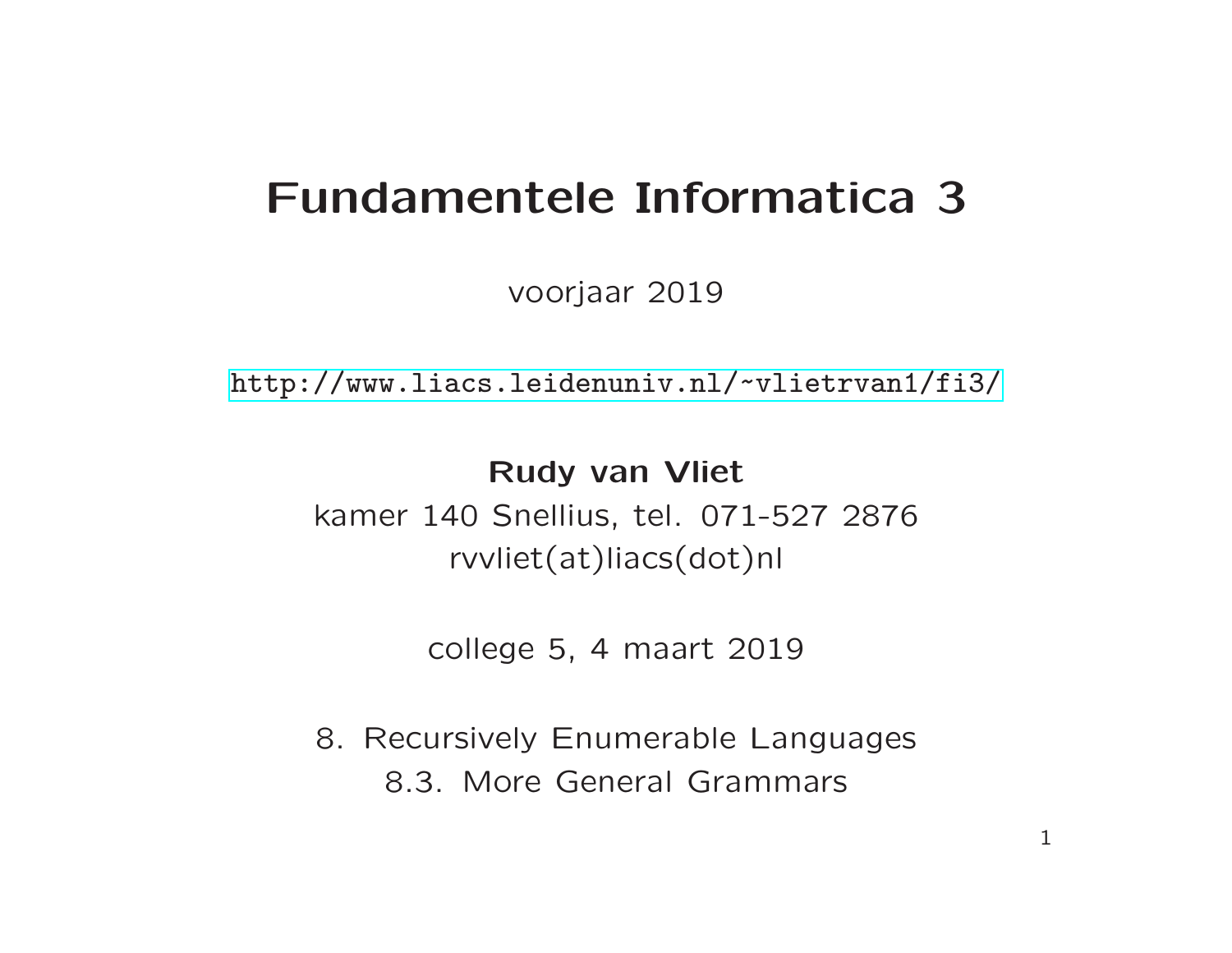# Fundamentele Informatica 3

voorjaar 2019

http://www.liacs.leidenuniv.nl/~vlietrvan1/fi3/

**Rudy van Vliet**

kamer 140 Snellius, tel. 071-527 2876

rvvliet(at)liacs(dot)nl

college 5, 4 maart 2019

8. Recursively Enumerable Languages

8.3. More General Grammars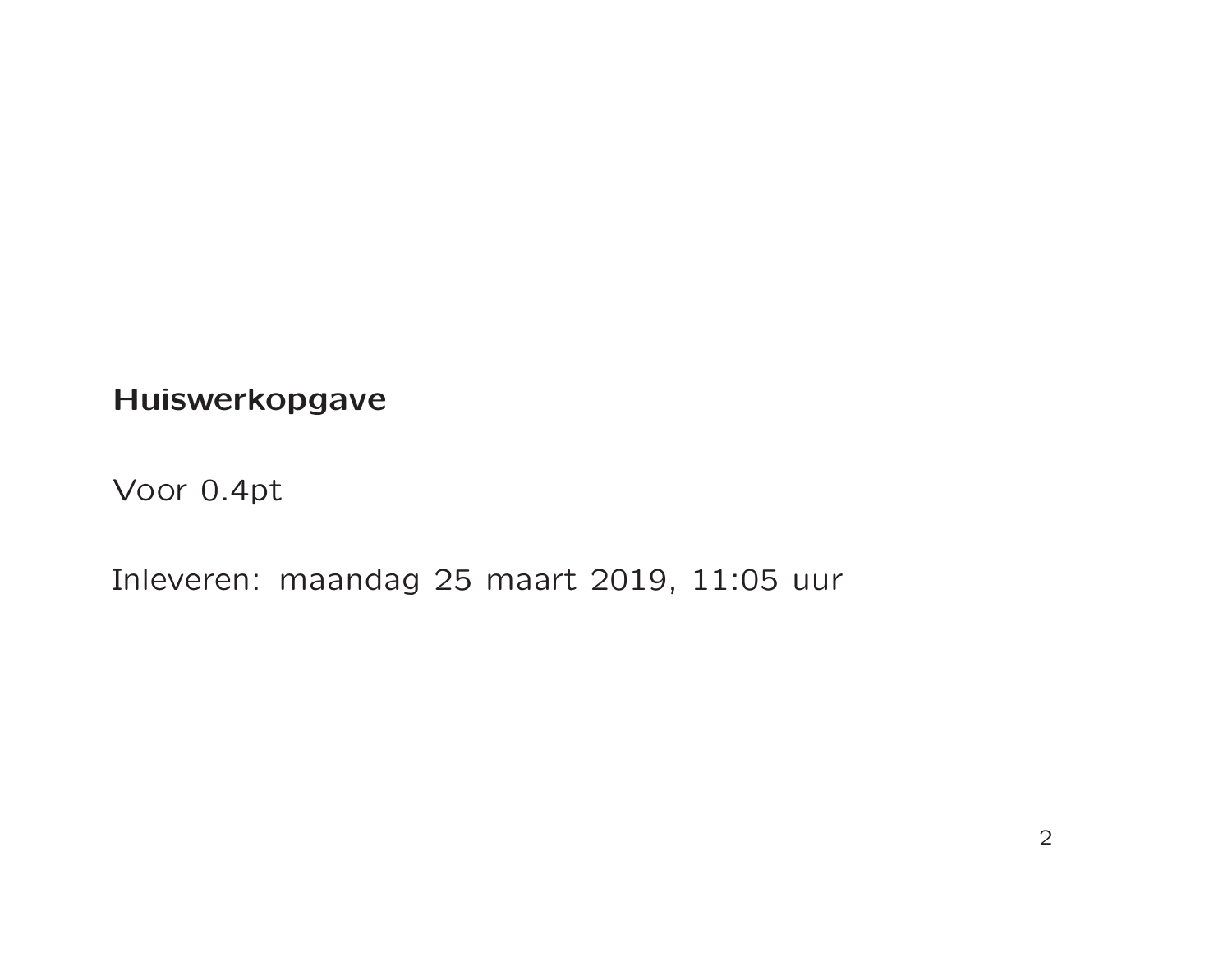**Huiswerkopgave**

Voor 0.4pt

Inleveren: maandag 25 maart 2019, 11:05 uur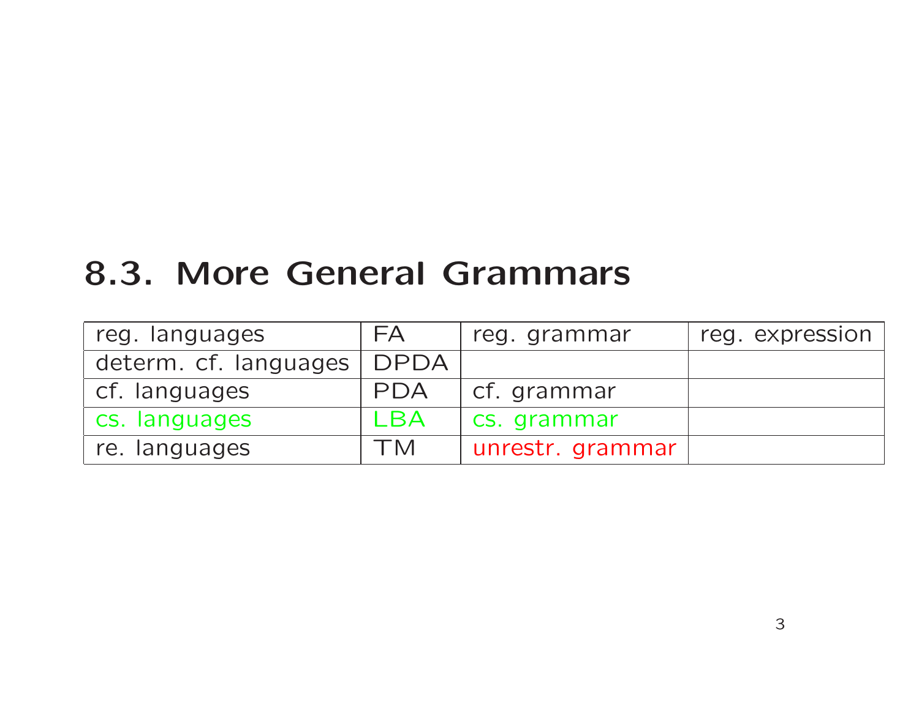## 8.3. More General Grammars

| reg. languages | FA | reg. grammar | reg. expression |
|---|---|---|---|
| determ. cf. languages | DPDA | | |
| cf. languages | PDA | cf. grammar | |
| cs. languages | LBA | cs. grammar | |
| re. languages | TM | unrestr. grammar | |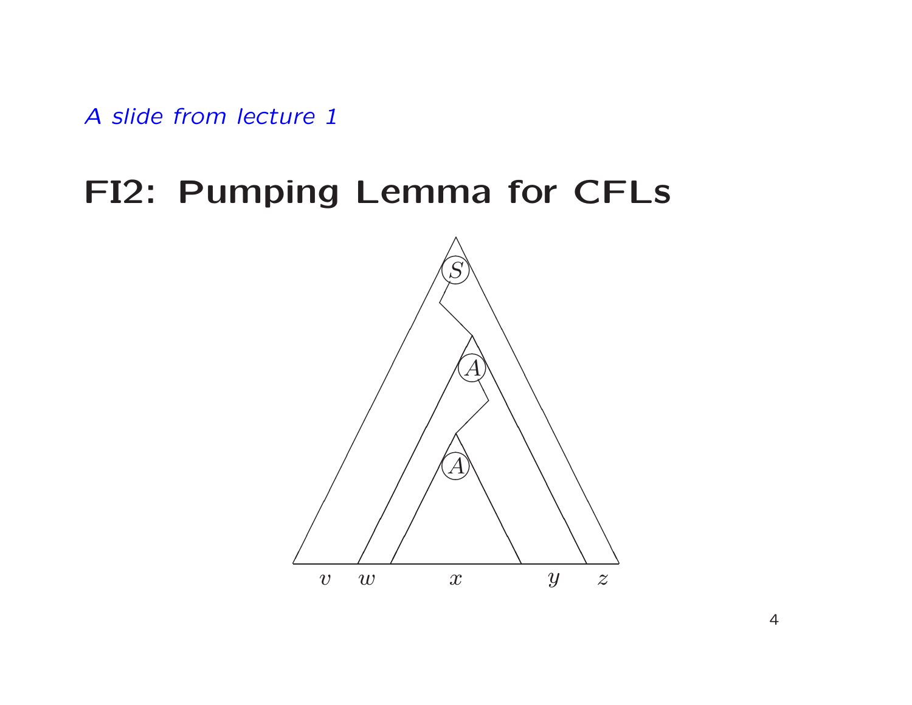*A slide from lecture 1*

# FI2: Pumping Lemma for CFLs

$S$

$A$

$A$

$v \quad w \quad x \quad y \quad z$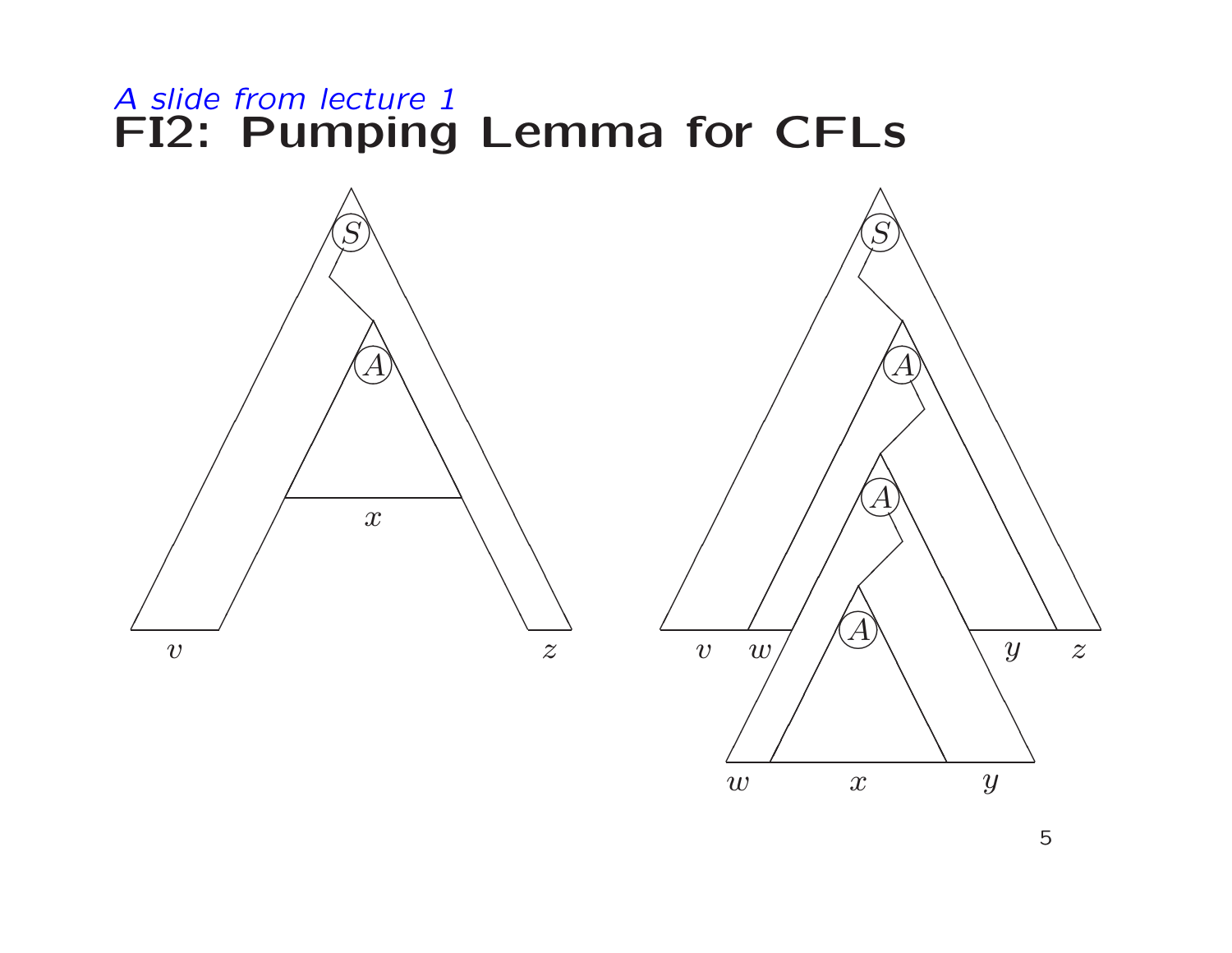*A slide from lecture 1*

# FI2: Pumping Lemma for CFLs

$S$

$A$

$x$

$v$ $z$

$S$

$A$

$A$

$A$

$v$ $w$ $y$ $z$

$w$ $x$ $y$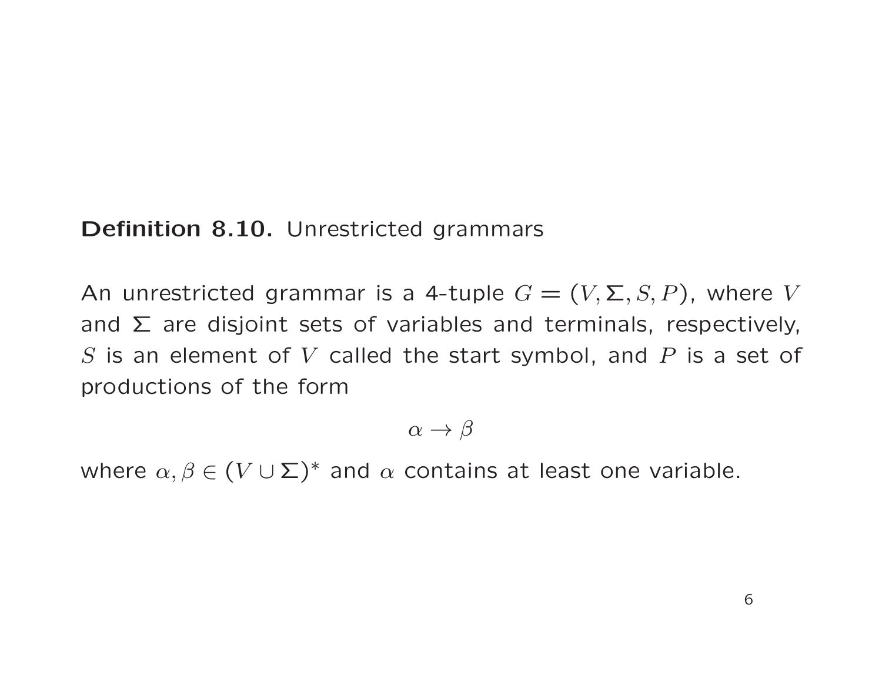**Definition 8.10.** Unrestricted grammars

An unrestricted grammar is a 4-tuple $G = (V, \Sigma, S, P)$, where $V$ and $\Sigma$ are disjoint sets of variables and terminals, respectively, $S$ is an element of $V$ called the start symbol, and $P$ is a set of productions of the form

$$\alpha \rightarrow \beta$$

where $\alpha, \beta \in (V \cup \Sigma)^*$ and $\alpha$ contains at least one variable.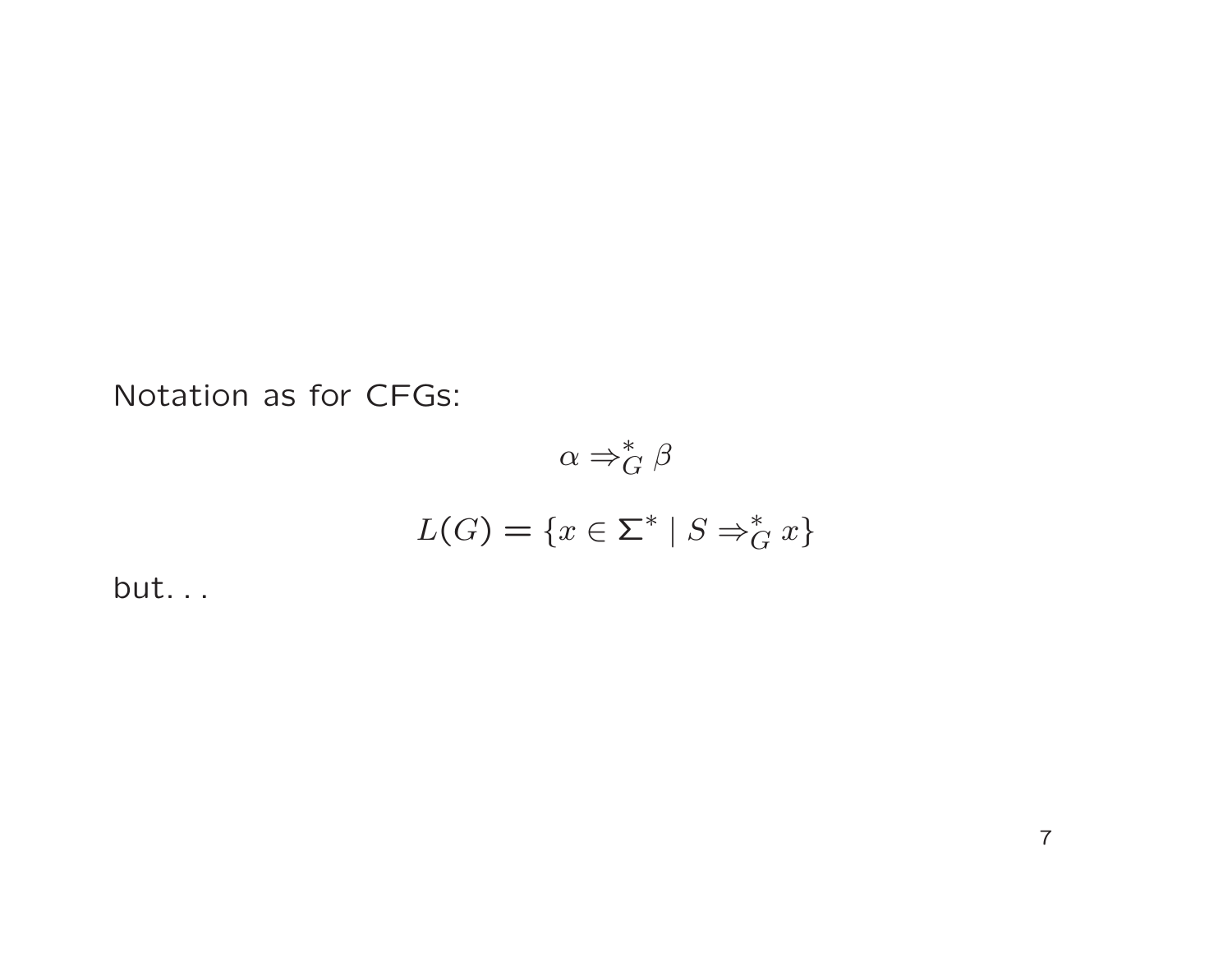Notation as for CFGs:

$$\alpha \Rightarrow_G^* \beta$$

$$L(G) = \{x \in \Sigma^* \mid S \Rightarrow_G^* x\}$$

but. . .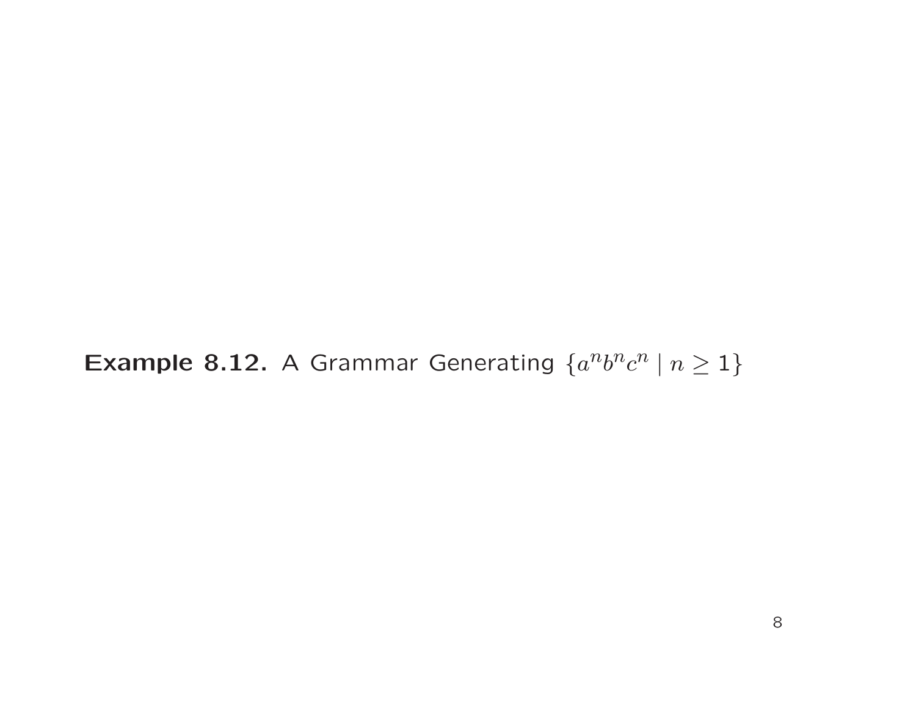**Example 8.12.** A Grammar Generating $\{a^n b^n c^n \mid n \geq 1\}$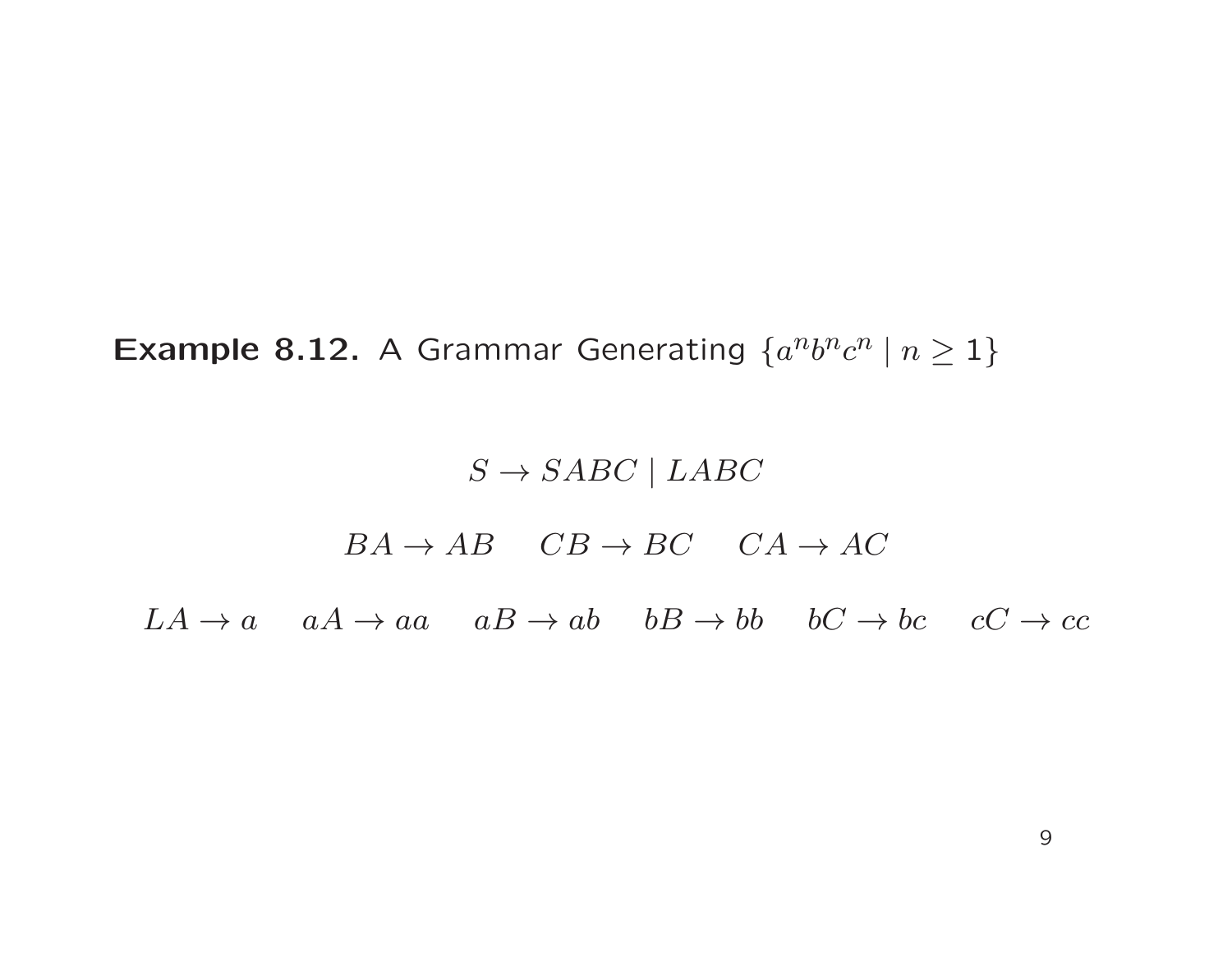**Example 8.12.** A Grammar Generating $\{a^n b^n c^n \mid n \geq 1\}$

$$S \to SABC \mid LABC$$

$$BA \to AB \quad CB \to BC \quad CA \to AC$$

$$LA \to a \quad aA \to aa \quad aB \to ab \quad bB \to bb \quad bC \to bc \quad cC \to cc$$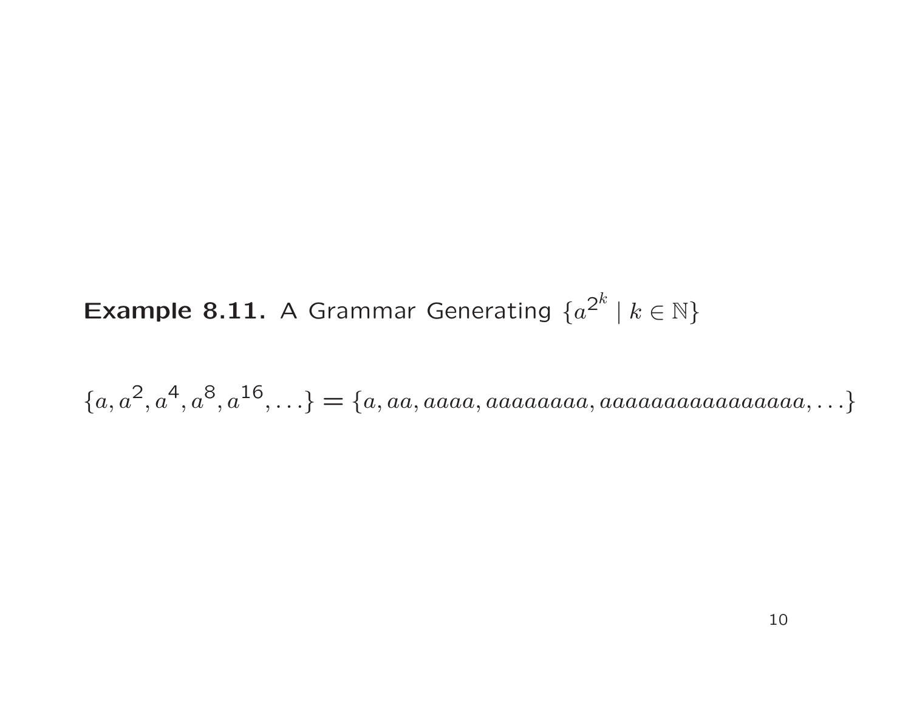**Example 8.11.** A Grammar Generating $\{a^{2^k} \mid k \in \mathbb{N}\}$

$$\{a, a^2, a^4, a^8, a^{16}, \ldots\} = \{a, aa, aaaa, aaaaaaaa, aaaaaaaaaaaaaaaa, \ldots\}$$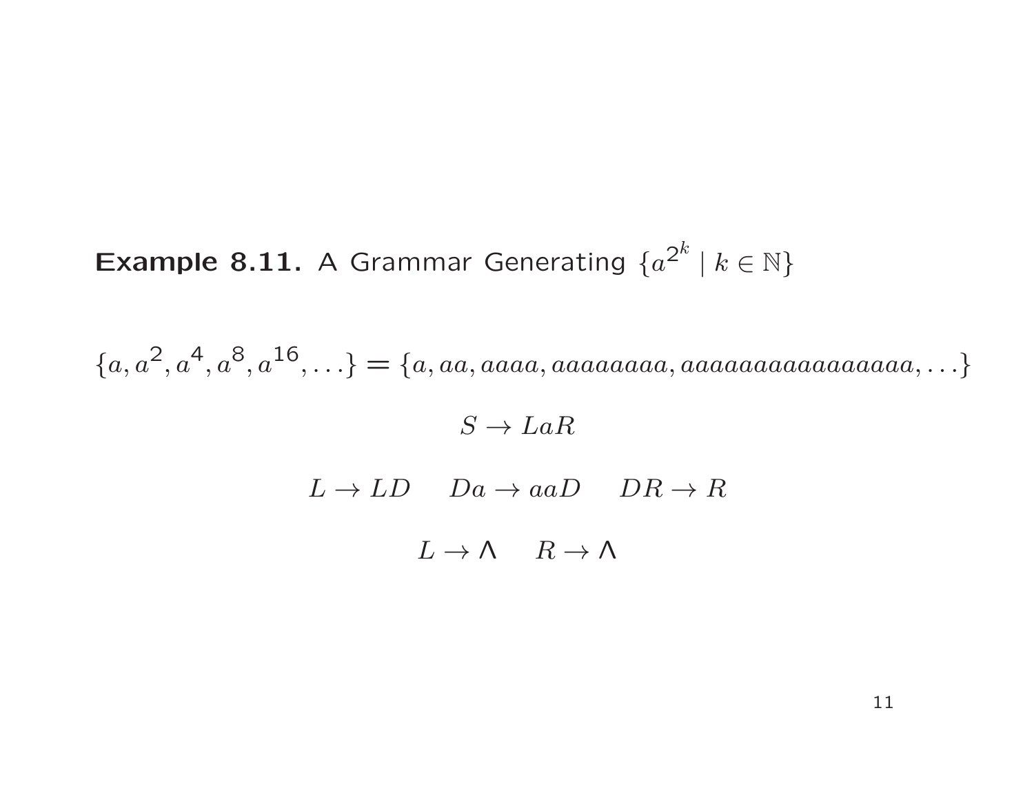**Example 8.11.** A Grammar Generating $\{a^{2^k} \mid k \in \mathbb{N}\}$

$$\{a, a^2, a^4, a^8, a^{16}, \ldots\} = \{a, aa, aaaa, aaaaaaaa, aaaaaaaaaaaaaaaa, \ldots\}$$

$$S \rightarrow LaR$$

$$L \rightarrow LD \qquad Da \rightarrow aaD \qquad DR \rightarrow R$$

$$L \rightarrow \Lambda \qquad R \rightarrow \Lambda$$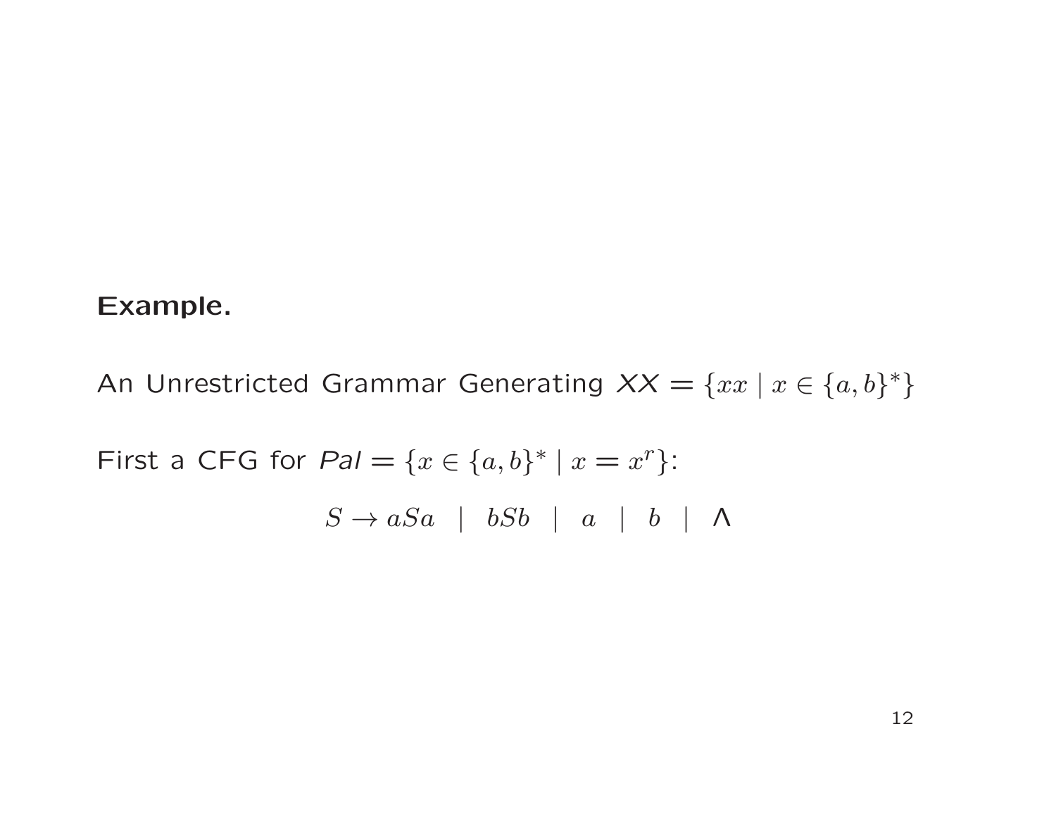**Example.**

An Unrestricted Grammar Generating *XX* $= \{xx \mid x \in \{a,b\}^*\}$

First a CFG for *Pal* $= \{x \in \{a,b\}^* \mid x = x^r\}$:

$$S \rightarrow aSa \quad | \quad bSb \quad | \quad a \quad | \quad b \quad | \quad \Lambda$$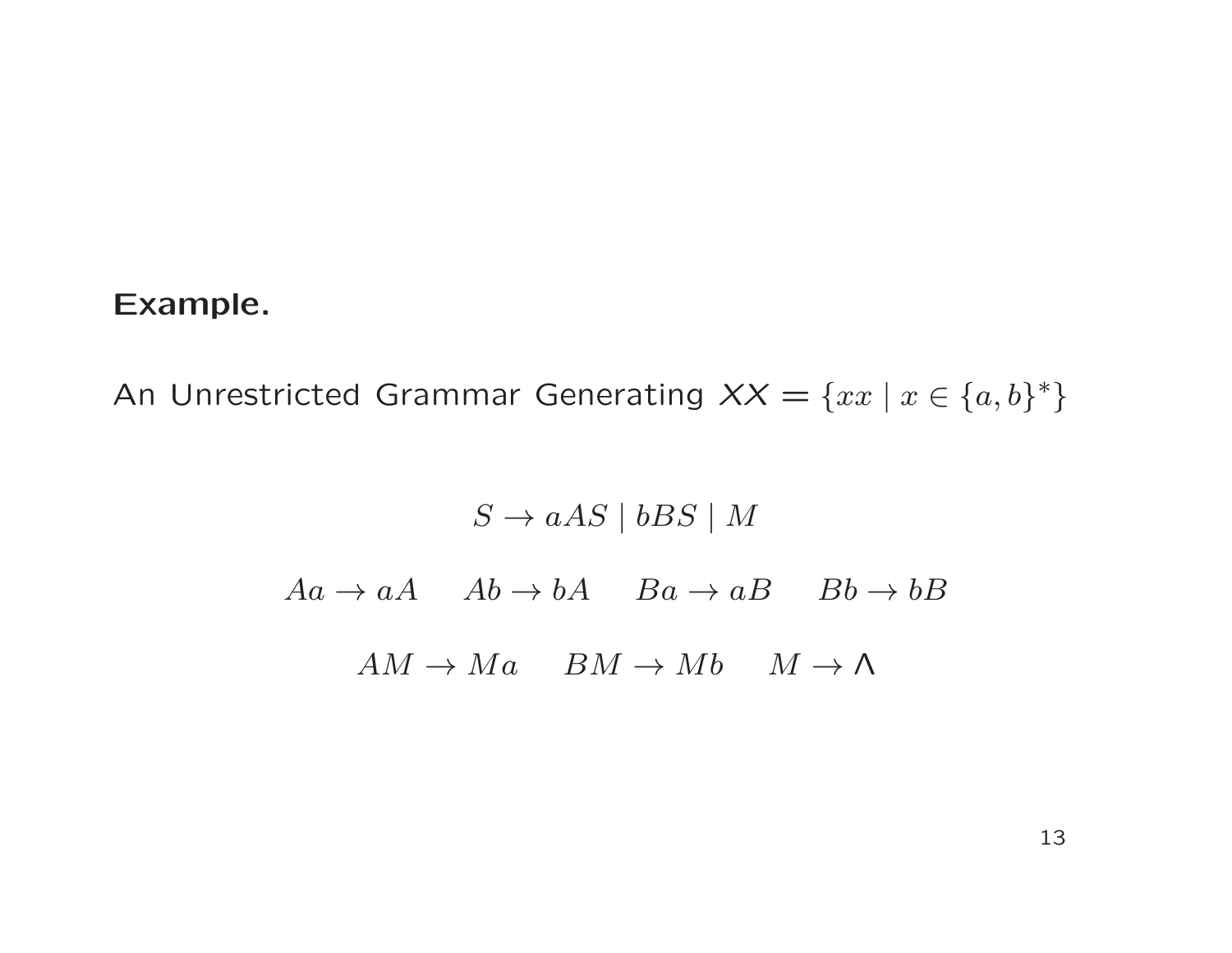**Example.**

An Unrestricted Grammar Generating $XX = \{xx \mid x \in \{a,b\}^*\}$

$$S \to aAS \mid bBS \mid M$$

$$Aa \to aA \qquad Ab \to bA \qquad Ba \to aB \qquad Bb \to bB$$

$$AM \to Ma \qquad BM \to Mb \qquad M \to \Lambda$$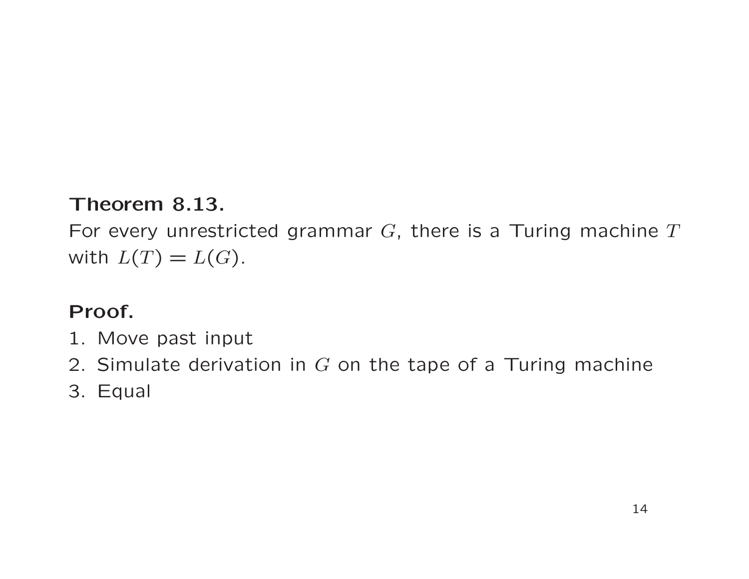**Theorem 8.13.**
For every unrestricted grammar $G$, there is a Turing machine $T$ with $L(T) = L(G)$.

**Proof.**
1. Move past input
2. Simulate derivation in $G$ on the tape of a Turing machine
3. Equal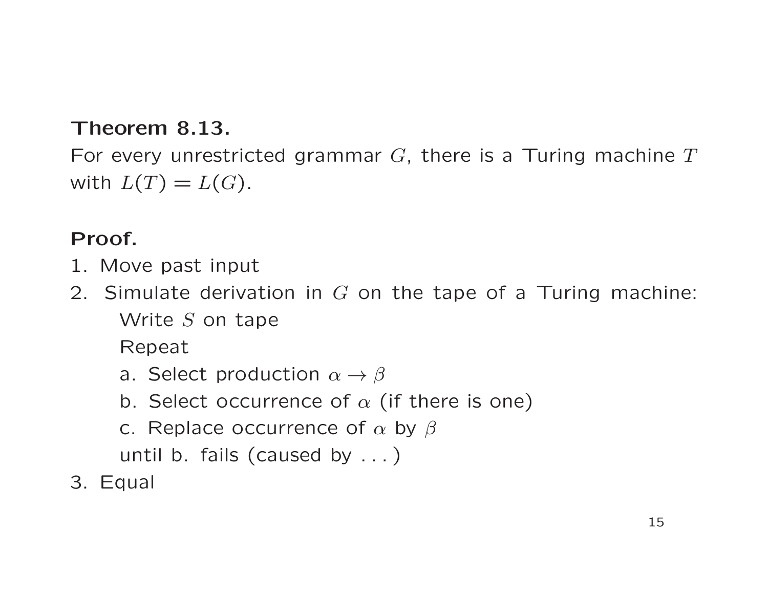**Theorem 8.13.**
For every unrestricted grammar $G$, there is a Turing machine $T$ with $L(T) = L(G)$.

**Proof.**

1. Move past input
2. Simulate derivation in $G$ on the tape of a Turing machine:
   Write $S$ on tape
   Repeat
   a. Select production $\alpha \to \beta$
   b. Select occurrence of $\alpha$ (if there is one)
   c. Replace occurrence of $\alpha$ by $\beta$
   until b. fails (caused by . . . )
3. Equal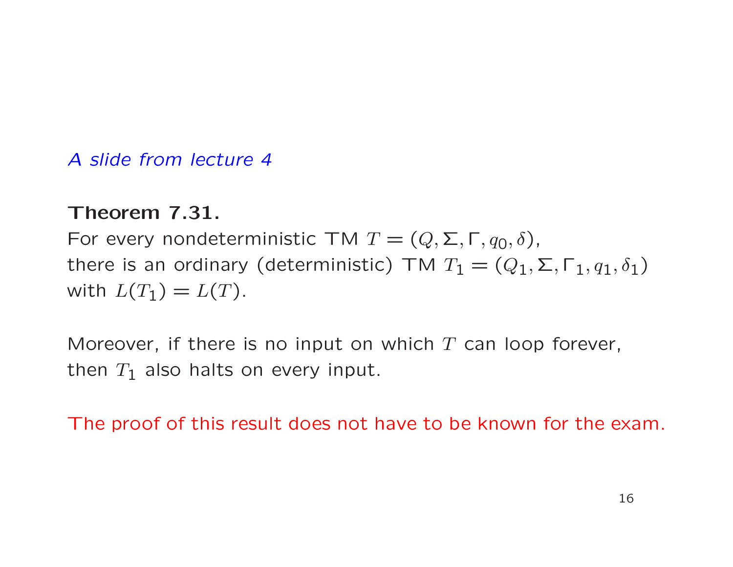*A slide from lecture 4*

**Theorem 7.31.**
For every nondeterministic TM $T = (Q, \Sigma, \Gamma, q_0, \delta)$,
there is an ordinary (deterministic) TM $T_1 = (Q_1, \Sigma, \Gamma_1, q_1, \delta_1)$
with $L(T_1) = L(T)$.

Moreover, if there is no input on which $T$ can loop forever,
then $T_1$ also halts on every input.

The proof of this result does not have to be known for the exam.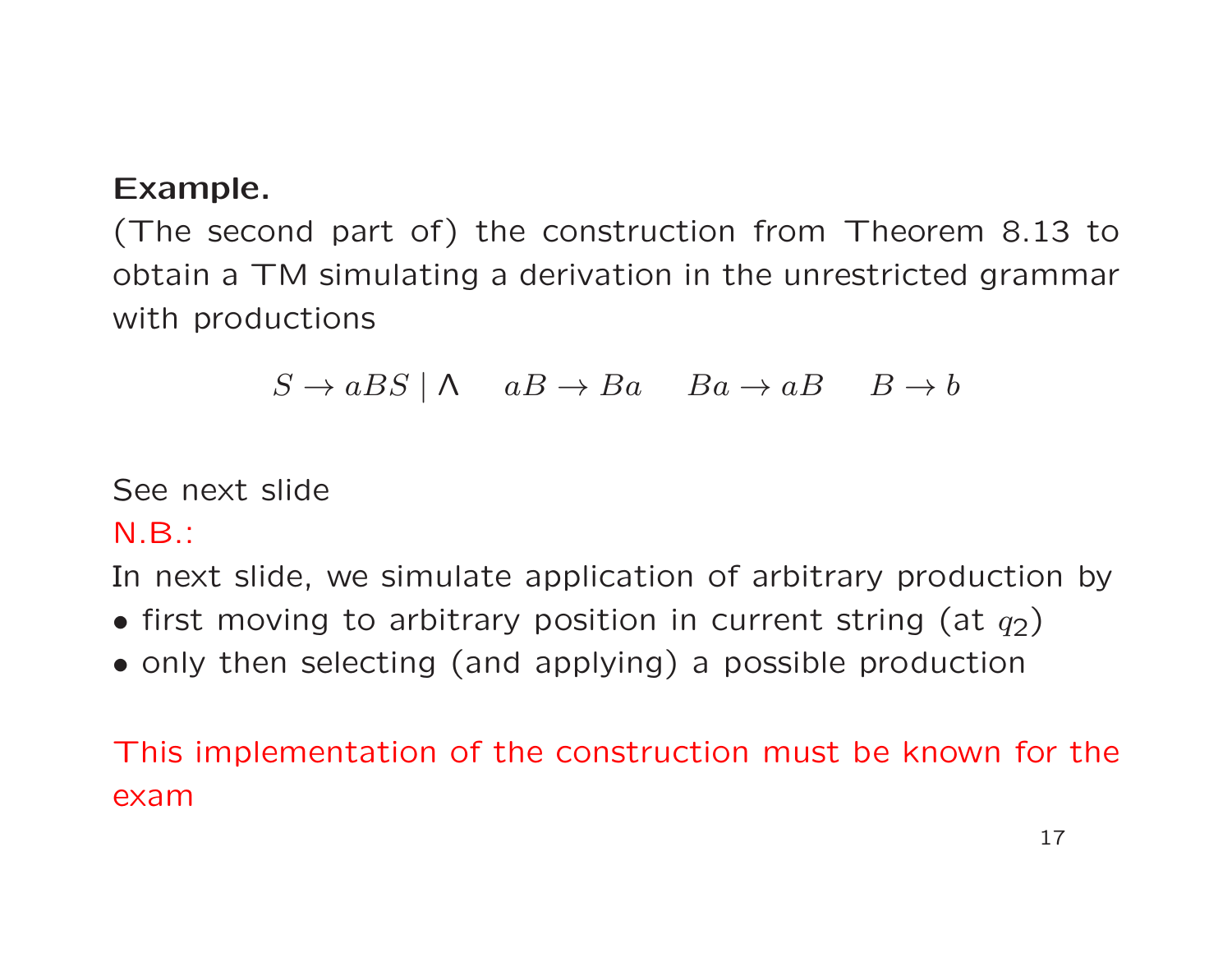**Example.**
(The second part of) the construction from Theorem 8.13 to obtain a TM simulating a derivation in the unrestricted grammar with productions

$$S \to aBS \mid \Lambda \quad aB \to Ba \quad Ba \to aB \quad B \to b$$

See next slide
N.B.:
In next slide, we simulate application of arbitrary production by
- first moving to arbitrary position in current string (at $q_2$)
- only then selecting (and applying) a possible production

This implementation of the construction must be known for the exam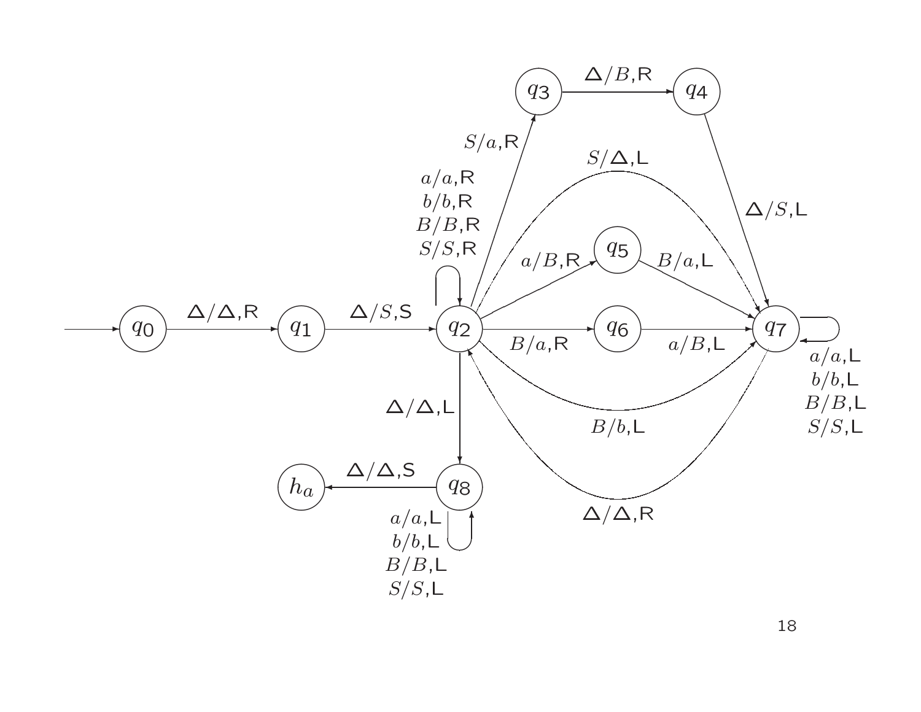| From | To | Transition |
| --- | --- | --- |
| (start) | $q_0$ | |
| $q_0$ | $q_1$ | $\Delta/\Delta$,R |
| $q_1$ | $q_2$ | $\Delta/S$,S |
| $q_2$ | $q_2$ | $a/a$,R; $b/b$,R; $B/B$,R; $S/S$,R |
| $q_2$ | $q_3$ | $S/a$,R |
| $q_3$ | $q_4$ | $\Delta/B$,R |
| $q_4$ | $q_7$ | $\Delta/S$,L |
| $q_2$ | $q_7$ | $S/\Delta$,L |
| $q_2$ | $q_5$ | $a/B$,R |
| $q_5$ | $q_7$ | $B/a$,L |
| $q_2$ | $q_6$ | $B/a$,R |
| $q_6$ | $q_7$ | $a/B$,L |
| $q_2$ | $q_7$ | $B/b$,L |
| $q_7$ | $q_2$ | $\Delta/\Delta$,R |
| $q_7$ | $q_7$ | $a/a$,L; $b/b$,L; $B/B$,L; $S/S$,L |
| $q_2$ | $q_8$ | $\Delta/\Delta$,L |
| $q_8$ | $q_8$ | $a/a$,L; $b/b$,L; $B/B$,L; $S/S$,L |
| $q_8$ | $h_a$ | $\Delta/\Delta$,S |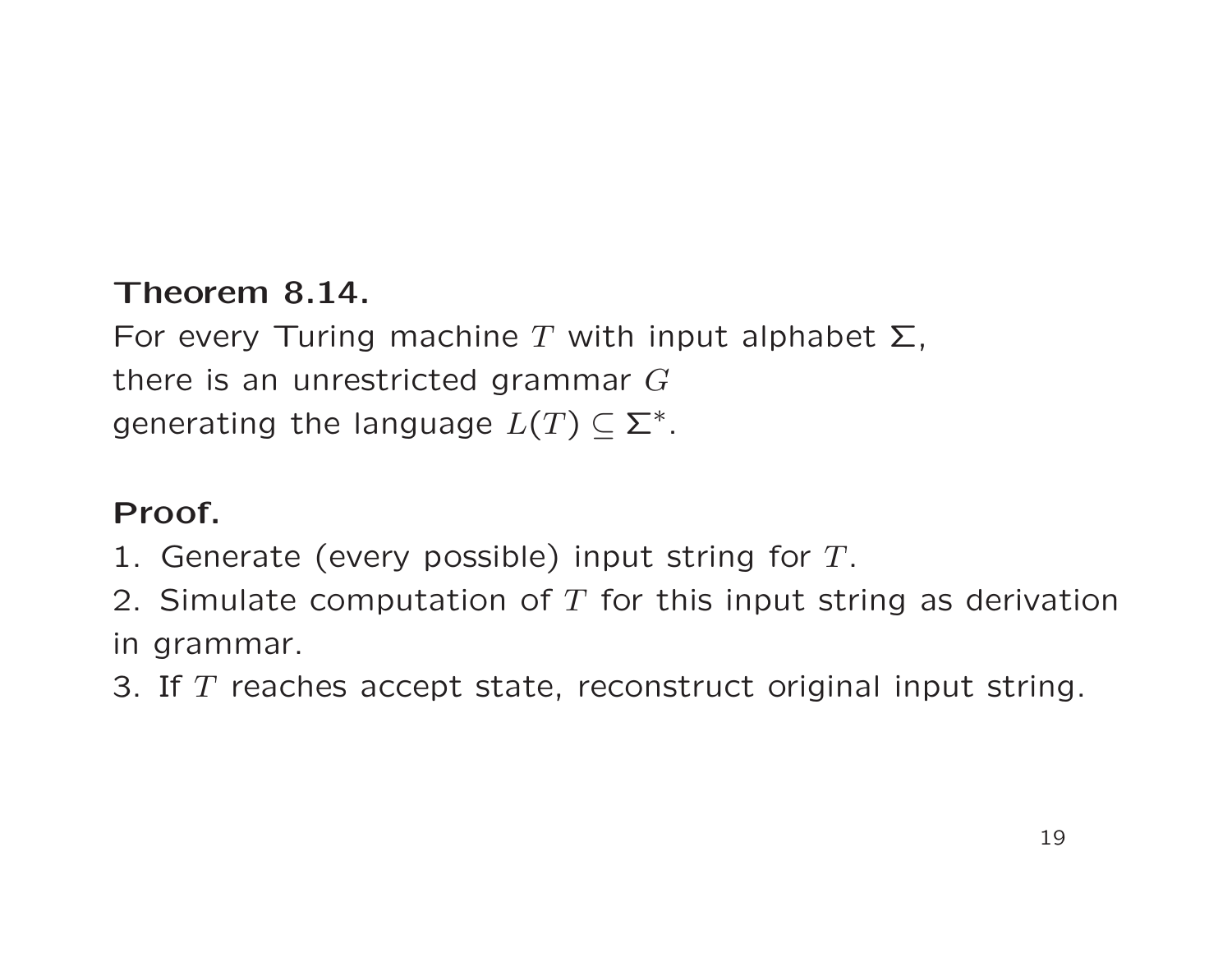**Theorem 8.14.**
For every Turing machine $T$ with input alphabet $\Sigma$,
there is an unrestricted grammar $G$
generating the language $L(T) \subseteq \Sigma^*$.

**Proof.**
1. Generate (every possible) input string for $T$.
2. Simulate computation of $T$ for this input string as derivation in grammar.
3. If $T$ reaches accept state, reconstruct original input string.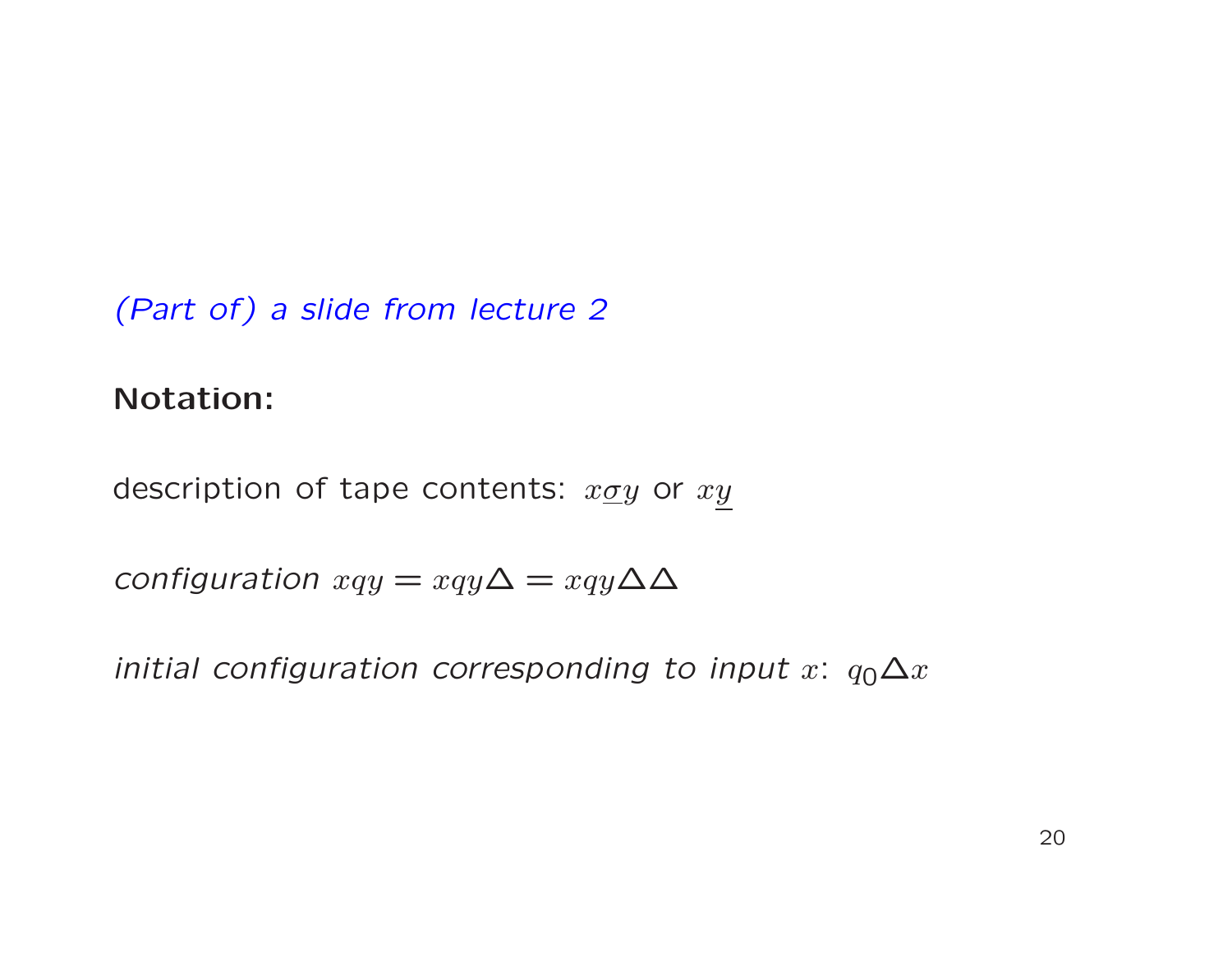*(Part of) a slide from lecture 2*

**Notation:**

description of tape contents: $x\underline{\sigma}y$ or $x\underline{y}$

*configuration* $xqy = xqy\Delta = xqy\Delta\Delta$

*initial configuration corresponding to input* $x$: $q_0\Delta x$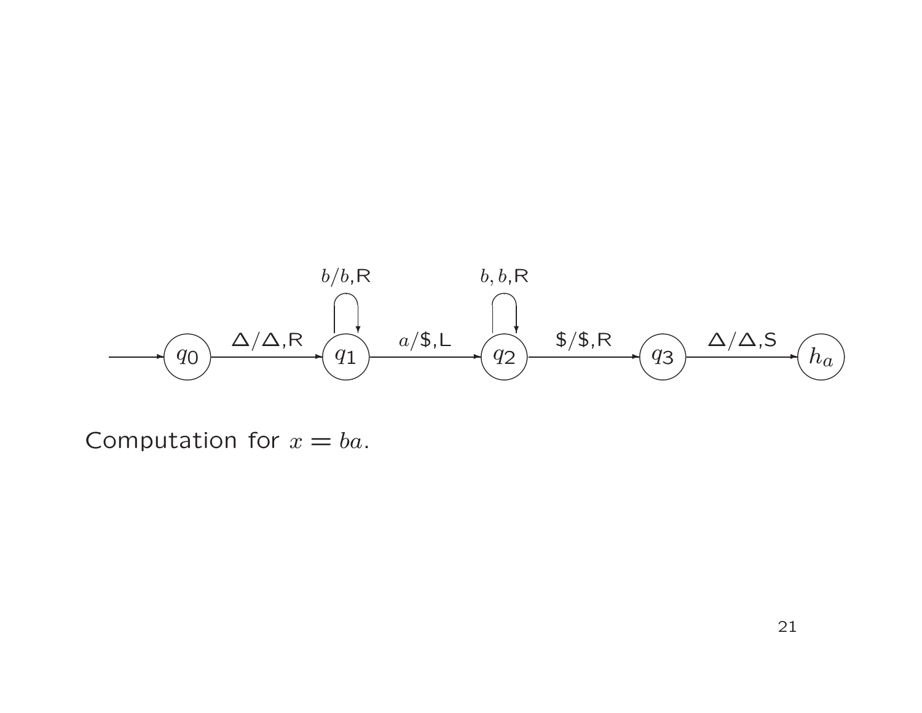Computation for $x = ba$.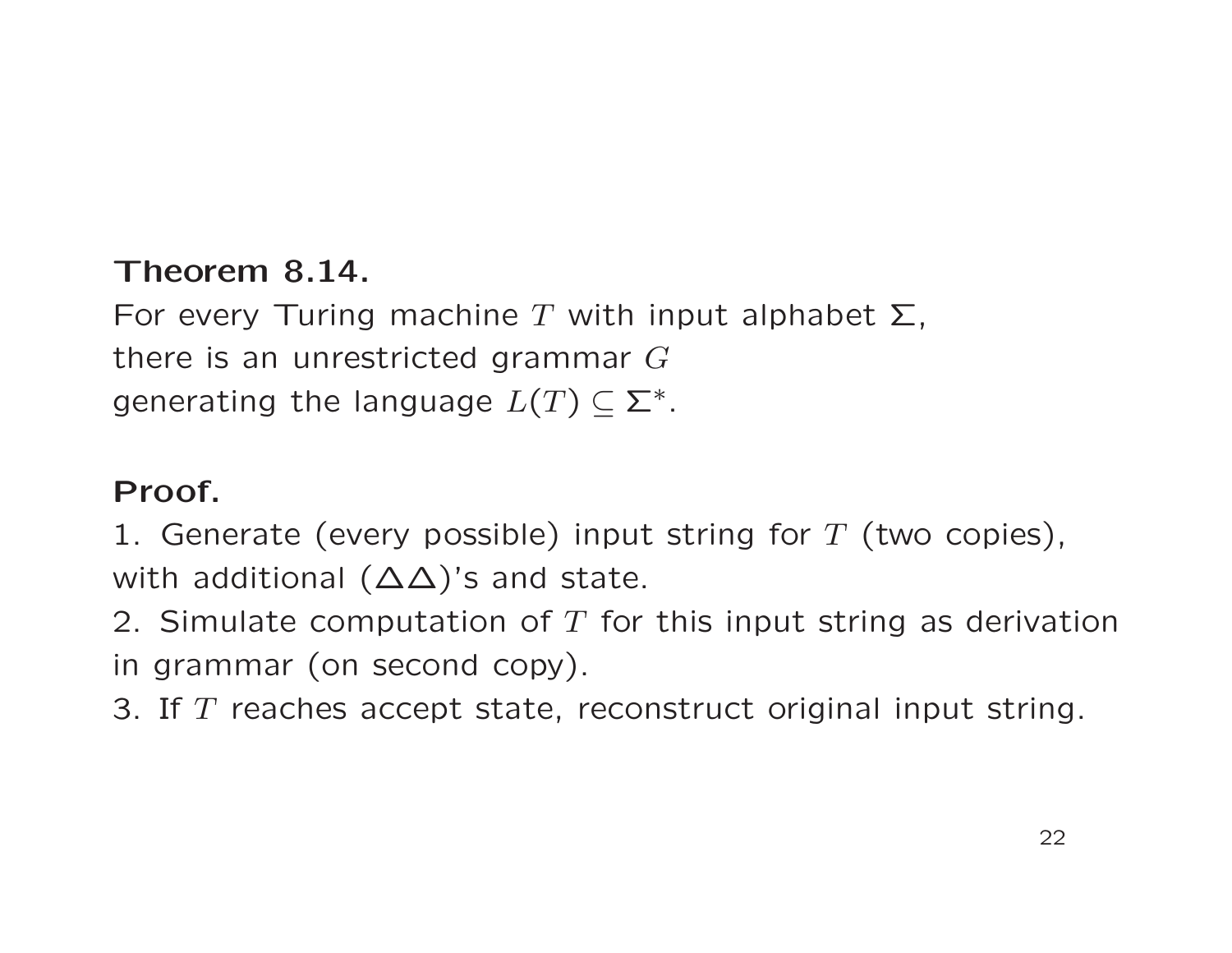**Theorem 8.14.**
For every Turing machine $T$ with input alphabet $\Sigma$,
there is an unrestricted grammar $G$
generating the language $L(T) \subseteq \Sigma^*$.

**Proof.**
1. Generate (every possible) input string for $T$ (two copies),
with additional $(\Delta\Delta)$'s and state.
2. Simulate computation of $T$ for this input string as derivation
in grammar (on second copy).
3. If $T$ reaches accept state, reconstruct original input string.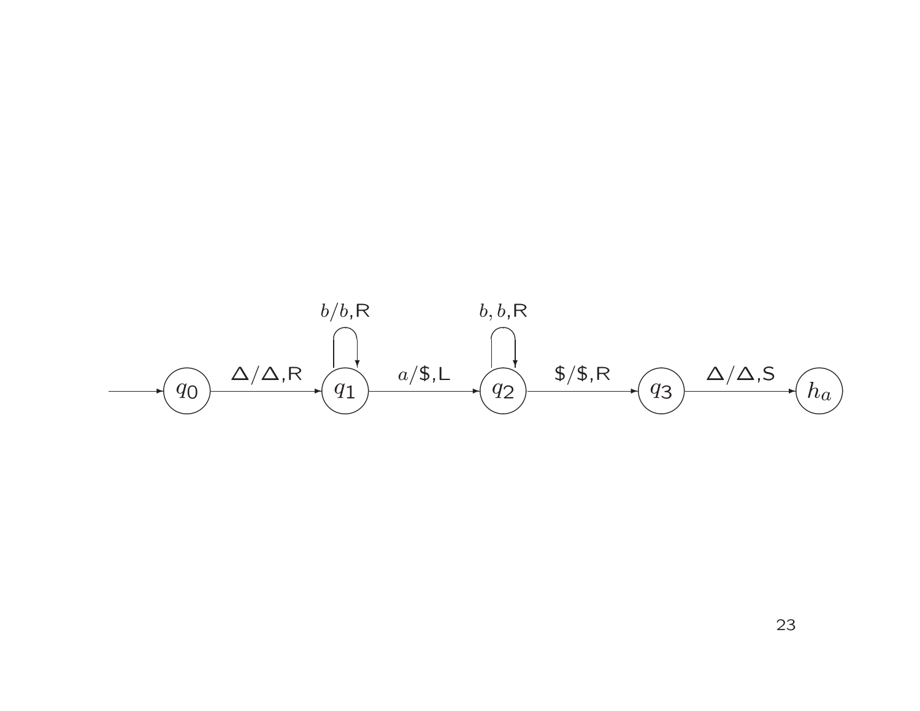$b/b$,R $\quad$ $b, b$,R

$q_0$ $\xrightarrow{\Delta/\Delta,\text{R}}$ $q_1$ $\xrightarrow{a/\$,\text{L}}$ $q_2$ $\xrightarrow{\$/\$,\text{R}}$ $q_3$ $\xrightarrow{\Delta/\Delta,\text{S}}$ $h_a$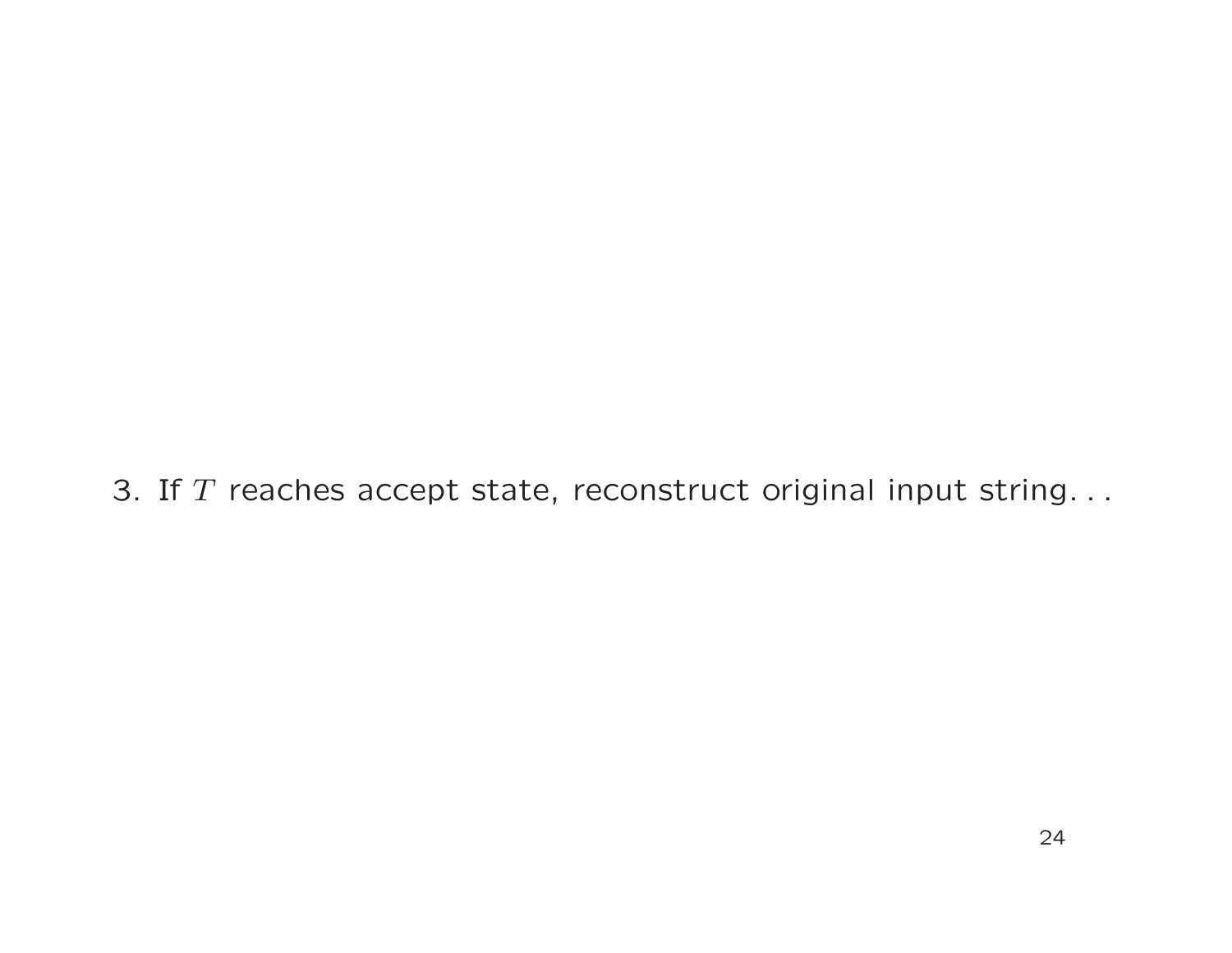3. If $T$ reaches accept state, reconstruct original input string. . .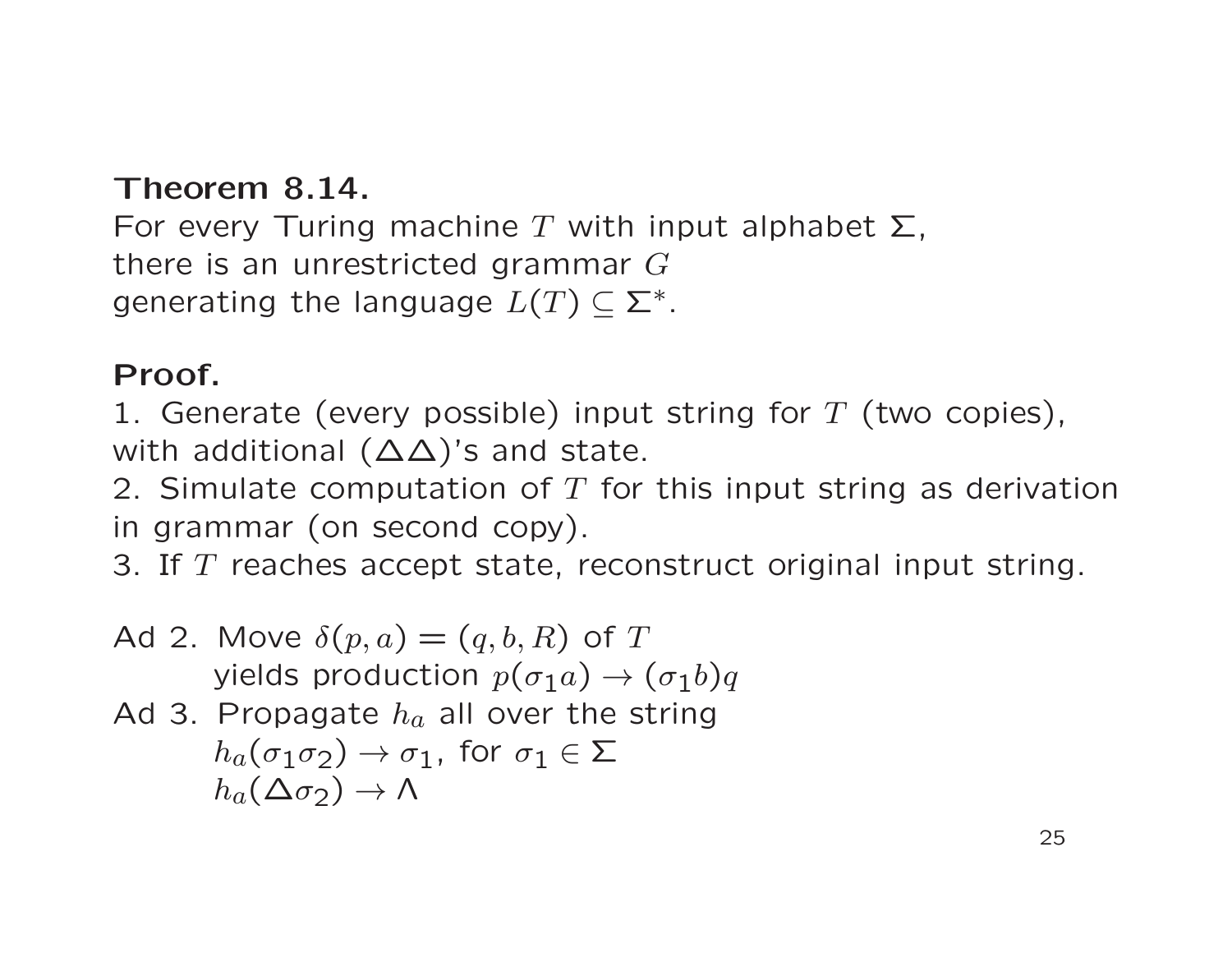**Theorem 8.14.**
For every Turing machine $T$ with input alphabet $\Sigma$, there is an unrestricted grammar $G$ generating the language $L(T) \subseteq \Sigma^*$.

**Proof.**
1. Generate (every possible) input string for $T$ (two copies), with additional $(\Delta\Delta)$'s and state.
2. Simulate computation of $T$ for this input string as derivation in grammar (on second copy).
3. If $T$ reaches accept state, reconstruct original input string.

Ad 2. Move $\delta(p, a) = (q, b, R)$ of $T$
 yields production $p(\sigma_1 a) \to (\sigma_1 b)q$

Ad 3. Propagate $h_a$ all over the string
 $h_a(\sigma_1 \sigma_2) \to \sigma_1$, for $\sigma_1 \in \Sigma$
 $h_a(\Delta \sigma_2) \to \Lambda$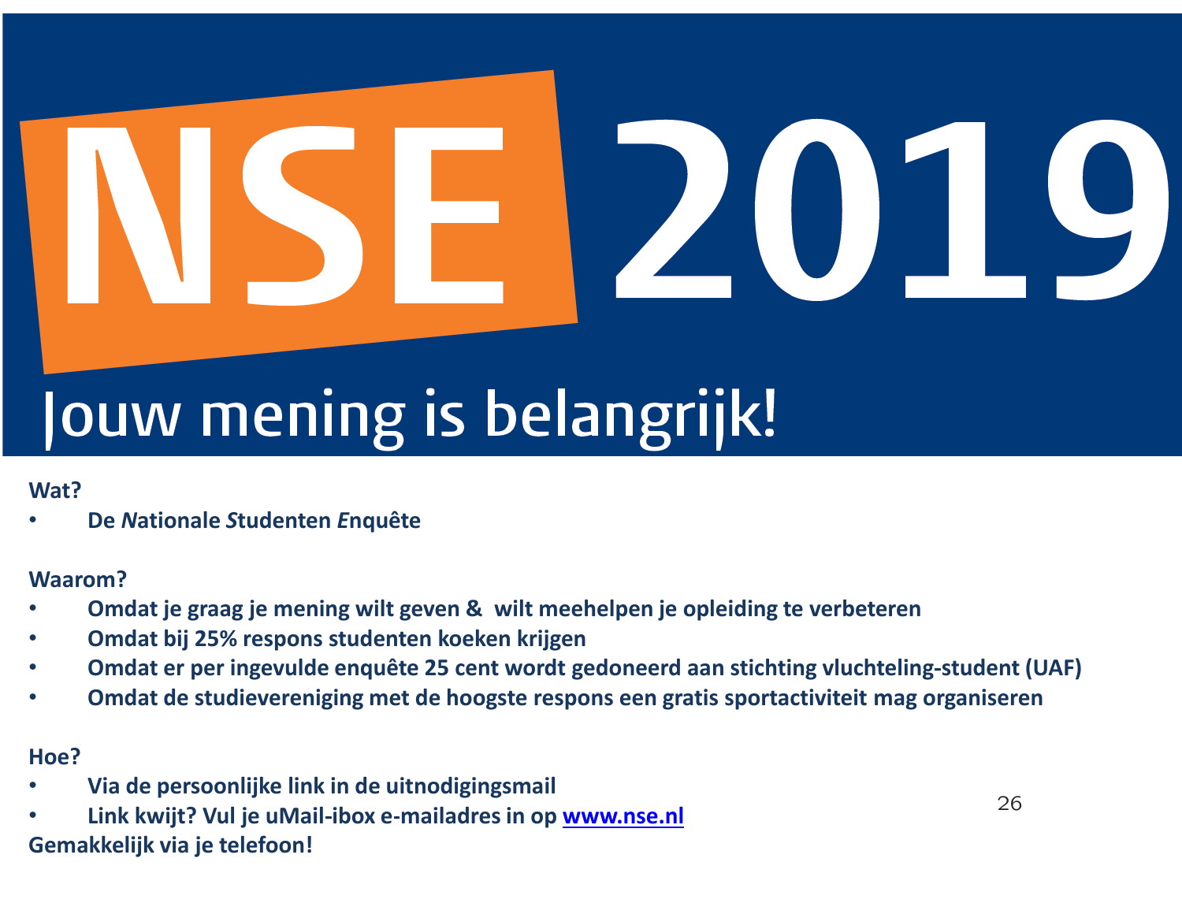# NSE 2019

## Jouw mening is belangrijk!

**Wat?**

- **De *N*ationale *S*tudenten *E*nquête**

**Waarom?**

- **Omdat je graag je mening wilt geven & wilt meehelpen je opleiding te verbeteren**
- **Omdat bij 25% respons studenten koeken krijgen**
- **Omdat er per ingevulde enquête 25 cent wordt gedoneerd aan stichting vluchteling-student (UAF)**
- **Omdat de studievereniging met de hoogste respons een gratis sportactiviteit mag organiseren**

**Hoe?**

- **Via de persoonlijke link in de uitnodigingsmail**
- **Link kwijt? Vul je uMail-ibox e-mailadres in op [www.nse.nl](www.nse.nl)**

**Gemakkelijk via je telefoon!**